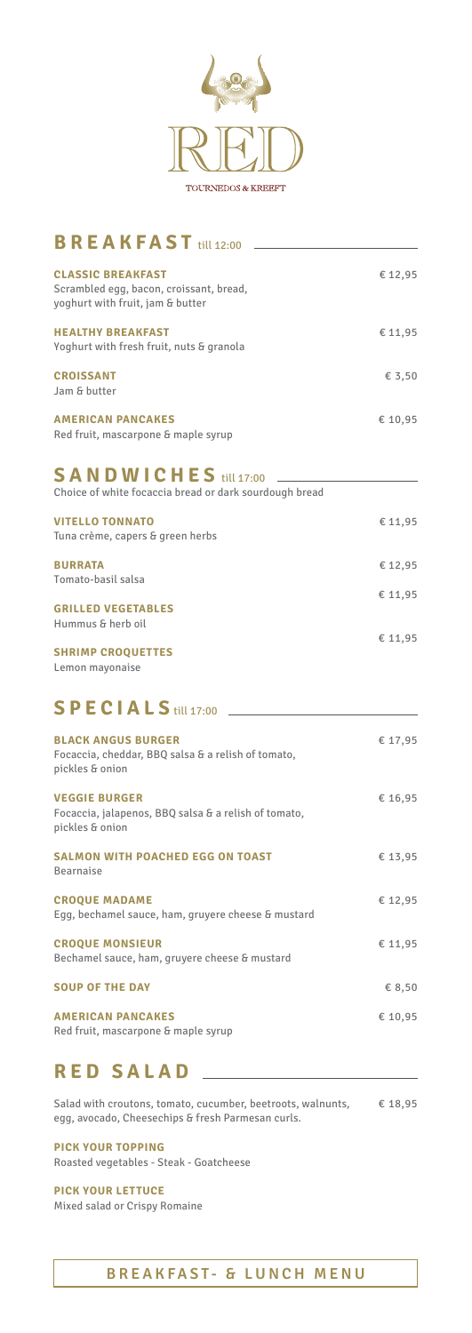# RED

TOURNEDOS & KREEFT

## BREAKFAST till 12:00

**CLASSIC BREAKFAST** — € 12,95
Scrambled egg, bacon, croissant, bread, yoghurt with fruit, jam & butter

**HEALTHY BREAKFAST** — € 11,95
Yoghurt with fresh fruit, nuts & granola

**CROISSANT** — € 3,50
Jam & butter

**AMERICAN PANCAKES** — € 10,95
Red fruit, mascarpone & maple syrup

## SANDWICHES till 17:00

Choice of white focaccia bread or dark sourdough bread

**VITELLO TONNATO** — € 11,95
Tuna crème, capers & green herbs

**BURRATA** — € 12,95
Tomato-basil salsa

**GRILLED VEGETABLES** — € 11,95
Hummus & herb oil

**SHRIMP CROQUETTES** — € 11,95
Lemon mayonaise

## SPECIALS till 17:00

**BLACK ANGUS BURGER** — € 17,95
Focaccia, cheddar, BBQ salsa & a relish of tomato, pickles & onion

**VEGGIE BURGER** — € 16,95
Focaccia, jalapenos, BBQ salsa & a relish of tomato, pickles & onion

**SALMON WITH POACHED EGG ON TOAST** — € 13,95
Bearnaise

**CROQUE MADAME** — € 12,95
Egg, bechamel sauce, ham, gruyere cheese & mustard

**CROQUE MONSIEUR** — € 11,95
Bechamel sauce, ham, gruyere cheese & mustard

**SOUP OF THE DAY** — € 8,50

**AMERICAN PANCAKES** — € 10,95
Red fruit, mascarpone & maple syrup

## RED SALAD

Salad with croutons, tomato, cucumber, beetroots, walnunts, egg, avocado, Cheesechips & fresh Parmesan curls. — € 18,95

**PICK YOUR TOPPING**
Roasted vegetables - Steak - Goatcheese

**PICK YOUR LETTUCE**
Mixed salad or Crispy Romaine

BREAKFAST- & LUNCH MENU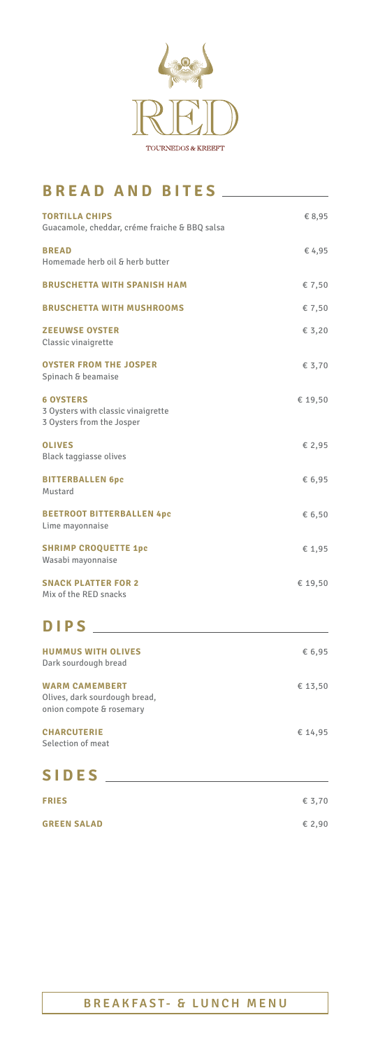RED

TOURNEDOS & KREEFT

## BREAD AND BITES

| | |
|---|---|
| **TORTILLA CHIPS**<br>Guacamole, cheddar, créme fraiche & BBQ salsa | € 8,95 |
| **BREAD**<br>Homemade herb oil & herb butter | € 4,95 |
| **BRUSCHETTA WITH SPANISH HAM** | € 7,50 |
| **BRUSCHETTA WITH MUSHROOMS** | € 7,50 |
| **ZEEUWSE OYSTER**<br>Classic vinaigrette | € 3,20 |
| **OYSTER FROM THE JOSPER**<br>Spinach & beamaise | € 3,70 |
| **6 OYSTERS**<br>3 Oysters with classic vinaigrette<br>3 Oysters from the Josper | € 19,50 |
| **OLIVES**<br>Black taggiasse olives | € 2,95 |
| **BITTERBALLEN 6pc**<br>Mustard | € 6,95 |
| **BEETROOT BITTERBALLEN 4pc**<br>Lime mayonnaise | € 6,50 |
| **SHRIMP CROQUETTE 1pc**<br>Wasabi mayonnaise | € 1,95 |
| **SNACK PLATTER FOR 2**<br>Mix of the RED snacks | € 19,50 |

## DIPS

| | |
|---|---|
| **HUMMUS WITH OLIVES**<br>Dark sourdough bread | € 6,95 |
| **WARM CAMEMBERT**<br>Olives, dark sourdough bread,<br>onion compote & rosemary | € 13,50 |
| **CHARCUTERIE**<br>Selection of meat | € 14,95 |

## SIDES

| | |
|---|---|
| **FRIES** | € 3,70 |
| **GREEN SALAD** | € 2,90 |

BREAKFAST- & LUNCH MENU